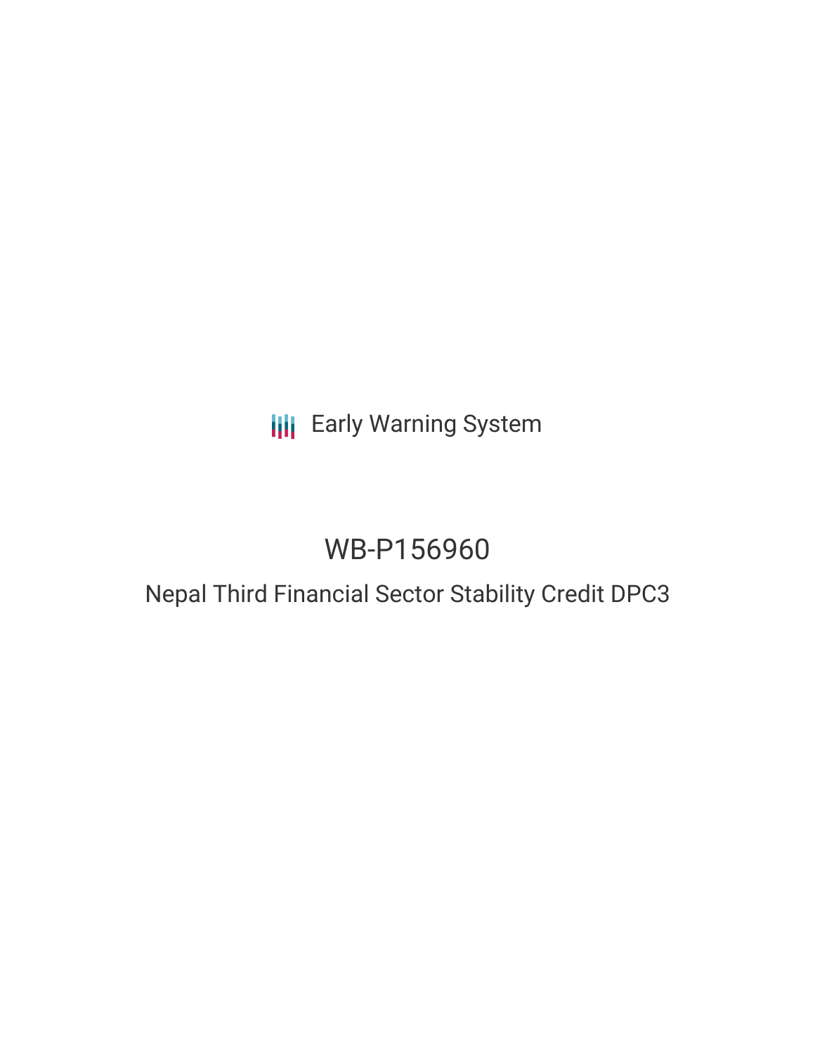Early Warning System

# WB-P156960

## Nepal Third Financial Sector Stability Credit DPC3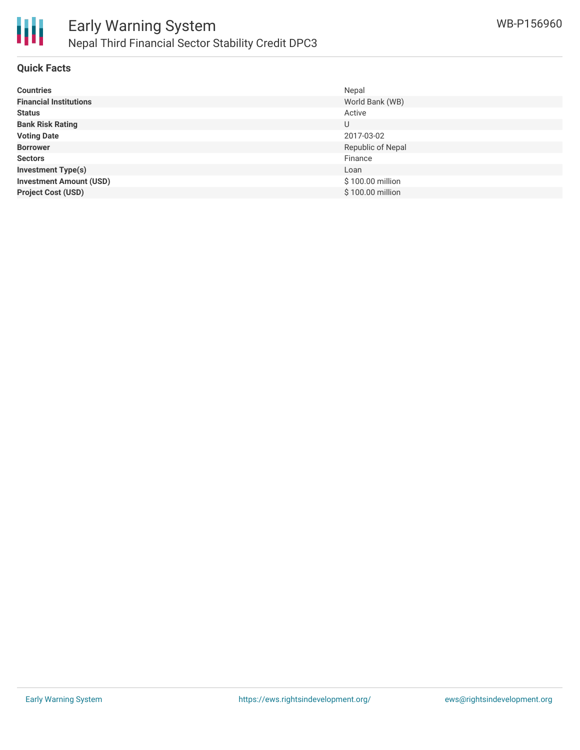# Early Warning System

## Nepal Third Financial Sector Stability Credit DPC3

WB-P156960

### Quick Facts

| | |
|---|---|
| **Countries** | Nepal |
| **Financial Institutions** | World Bank (WB) |
| **Status** | Active |
| **Bank Risk Rating** | U |
| **Voting Date** | 2017-03-02 |
| **Borrower** | Republic of Nepal |
| **Sectors** | Finance |
| **Investment Type(s)** | Loan |
| **Investment Amount (USD)** | $ 100.00 million |
| **Project Cost (USD)** | $ 100.00 million |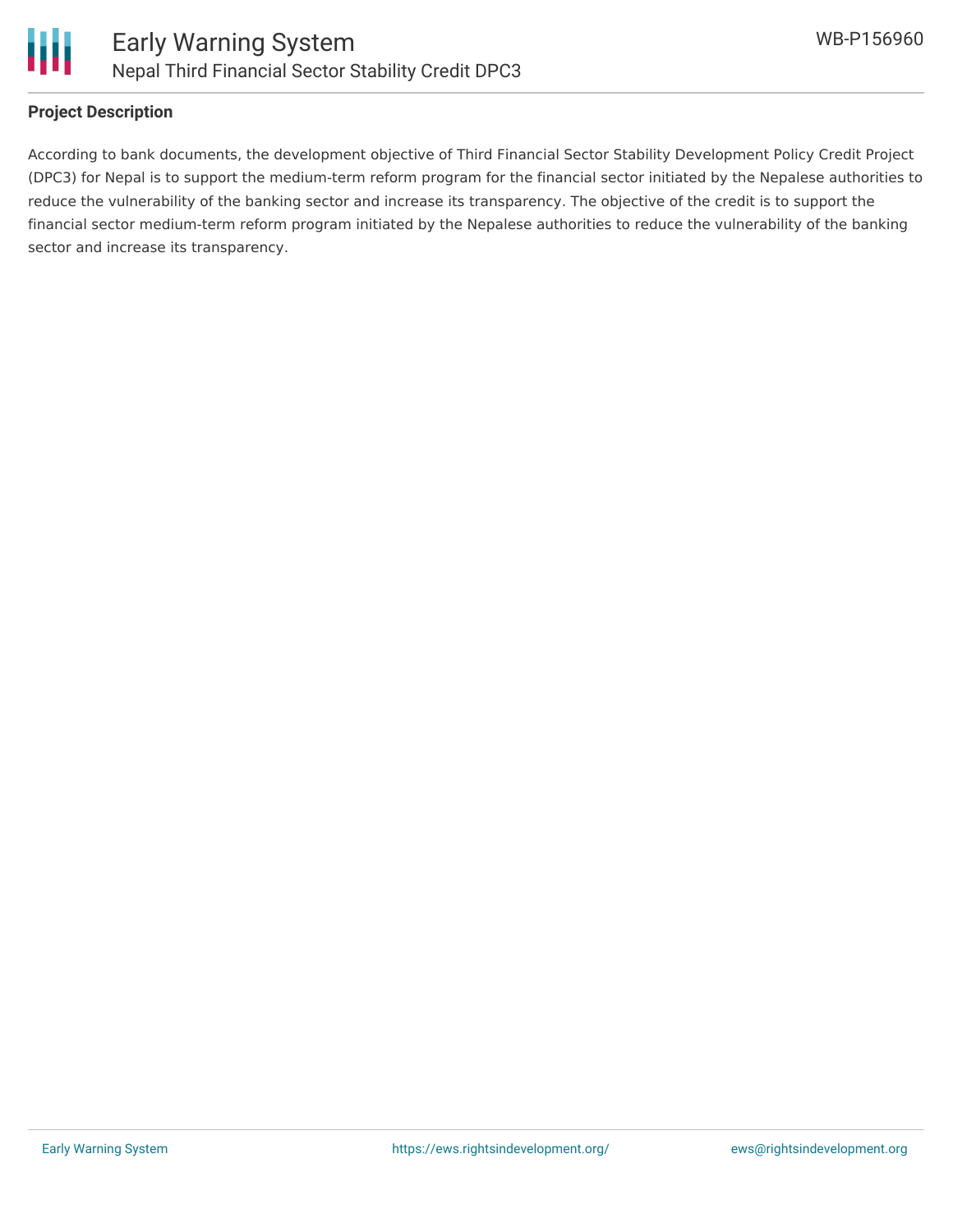### Project Description

According to bank documents, the development objective of Third Financial Sector Stability Development Policy Credit Project (DPC3) for Nepal is to support the medium-term reform program for the financial sector initiated by the Nepalese authorities to reduce the vulnerability of the banking sector and increase its transparency. The objective of the credit is to support the financial sector medium-term reform program initiated by the Nepalese authorities to reduce the vulnerability of the banking sector and increase its transparency.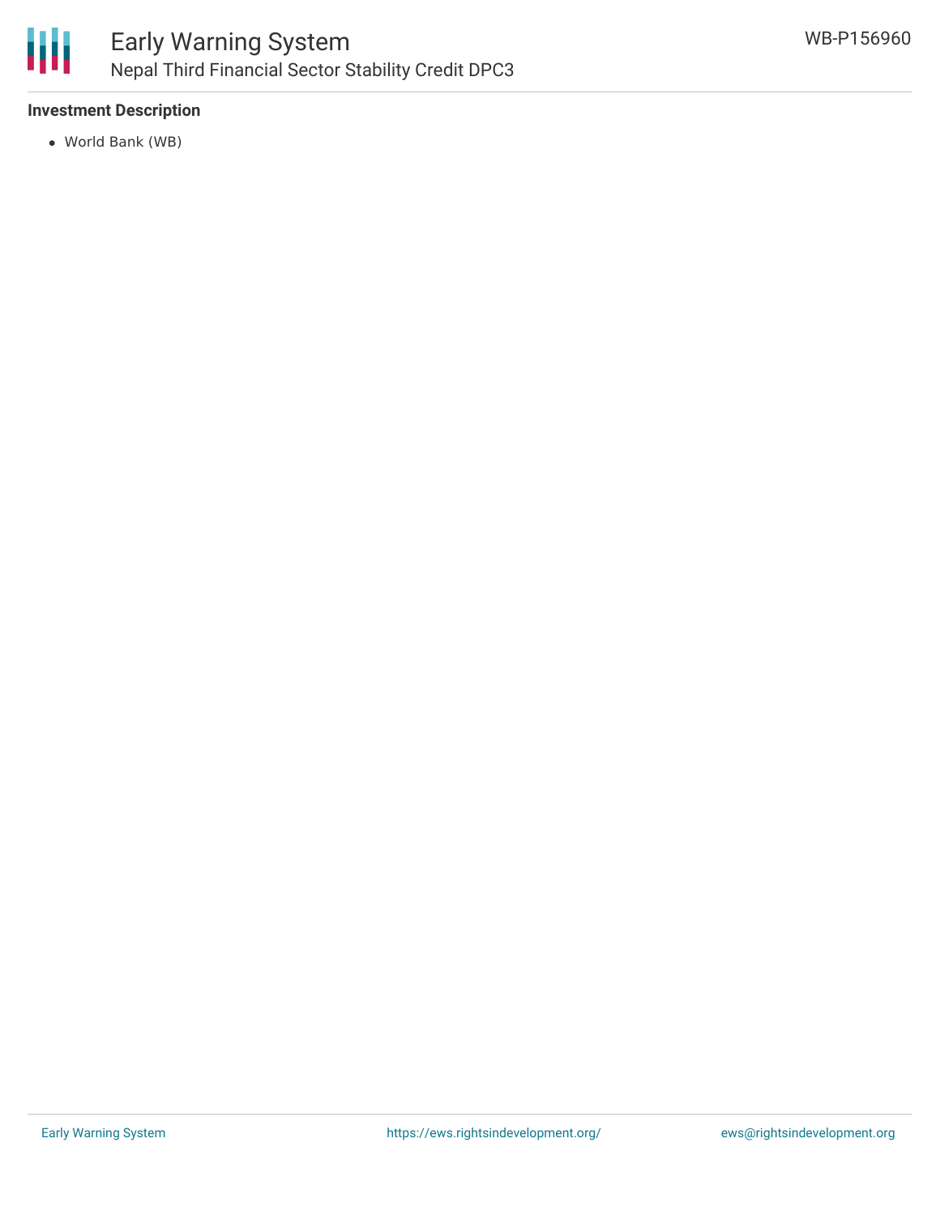### Investment Description

- World Bank (WB)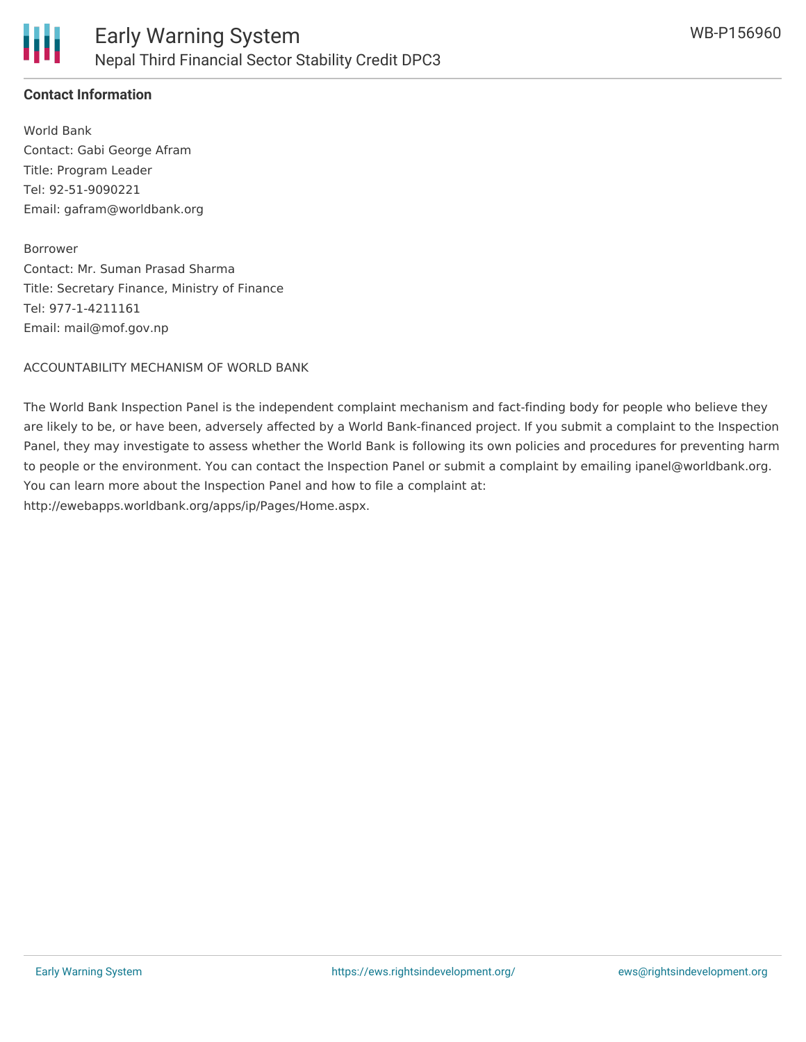**Contact Information**

World Bank
Contact: Gabi George Afram
Title: Program Leader
Tel: 92-51-9090221
Email: gafram@worldbank.org

Borrower
Contact: Mr. Suman Prasad Sharma
Title: Secretary Finance, Ministry of Finance
Tel: 977-1-4211161
Email: mail@mof.gov.np

ACCOUNTABILITY MECHANISM OF WORLD BANK

The World Bank Inspection Panel is the independent complaint mechanism and fact-finding body for people who believe they are likely to be, or have been, adversely affected by a World Bank-financed project. If you submit a complaint to the Inspection Panel, they may investigate to assess whether the World Bank is following its own policies and procedures for preventing harm to people or the environment. You can contact the Inspection Panel or submit a complaint by emailing ipanel@worldbank.org. You can learn more about the Inspection Panel and how to file a complaint at: http://ewebapps.worldbank.org/apps/ip/Pages/Home.aspx.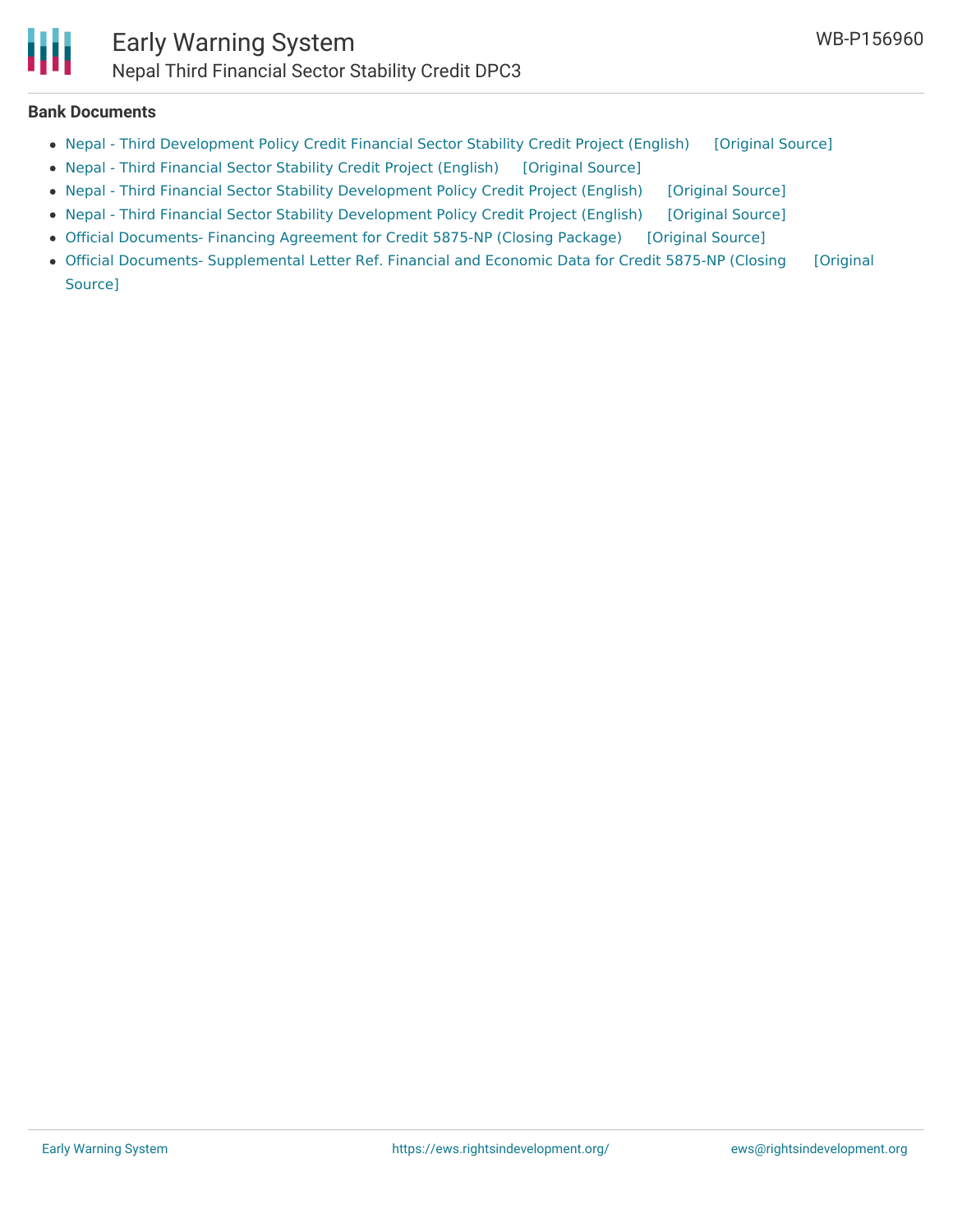**Bank Documents**

- Nepal - Third Development Policy Credit Financial Sector Stability Credit Project (English) [Original Source]
- Nepal - Third Financial Sector Stability Credit Project (English) [Original Source]
- Nepal - Third Financial Sector Stability Development Policy Credit Project (English) [Original Source]
- Nepal - Third Financial Sector Stability Development Policy Credit Project (English) [Original Source]
- Official Documents- Financing Agreement for Credit 5875-NP (Closing Package) [Original Source]
- Official Documents- Supplemental Letter Ref. Financial and Economic Data for Credit 5875-NP (Closing [Original Source]